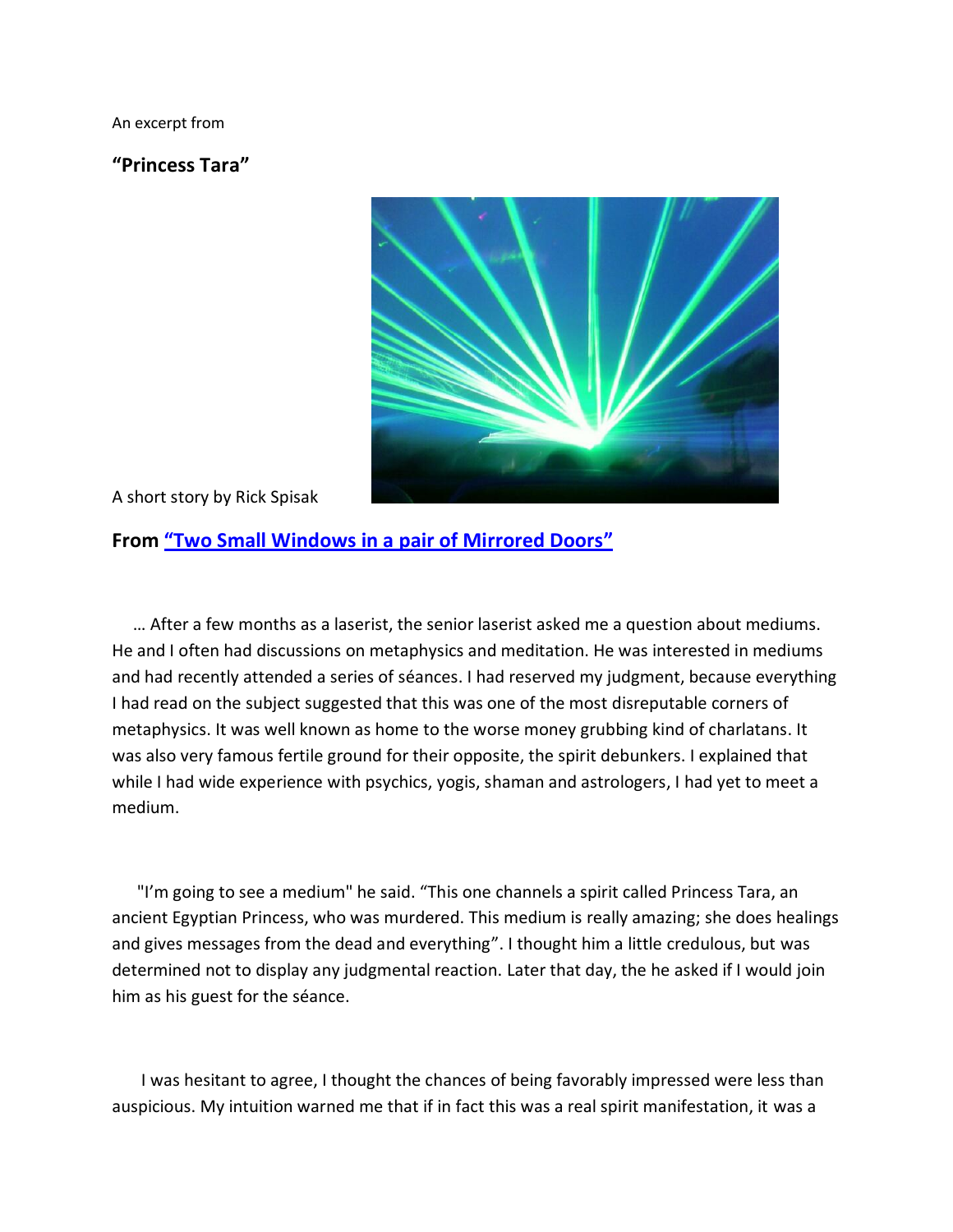An excerpt from

**"Princess Tara"**

A short story by Rick Spisak

**From "Two Small Windows in a pair of Mirrored Doors"**

… After a few months as a laserist, the senior laserist asked me a question about mediums. He and I often had discussions on metaphysics and meditation. He was interested in mediums and had recently attended a series of séances. I had reserved my judgment, because everything I had read on the subject suggested that this was one of the most disreputable corners of metaphysics. It was well known as home to the worse money grubbing kind of charlatans. It was also very famous fertile ground for their opposite, the spirit debunkers. I explained that while I had wide experience with psychics, yogis, shaman and astrologers, I had yet to meet a medium.

"I'm going to see a medium" he said. "This one channels a spirit called Princess Tara, an ancient Egyptian Princess, who was murdered. This medium is really amazing; she does healings and gives messages from the dead and everything". I thought him a little credulous, but was determined not to display any judgmental reaction. Later that day, the he asked if I would join him as his guest for the séance.

I was hesitant to agree, I thought the chances of being favorably impressed were less than auspicious. My intuition warned me that if in fact this was a real spirit manifestation, it was a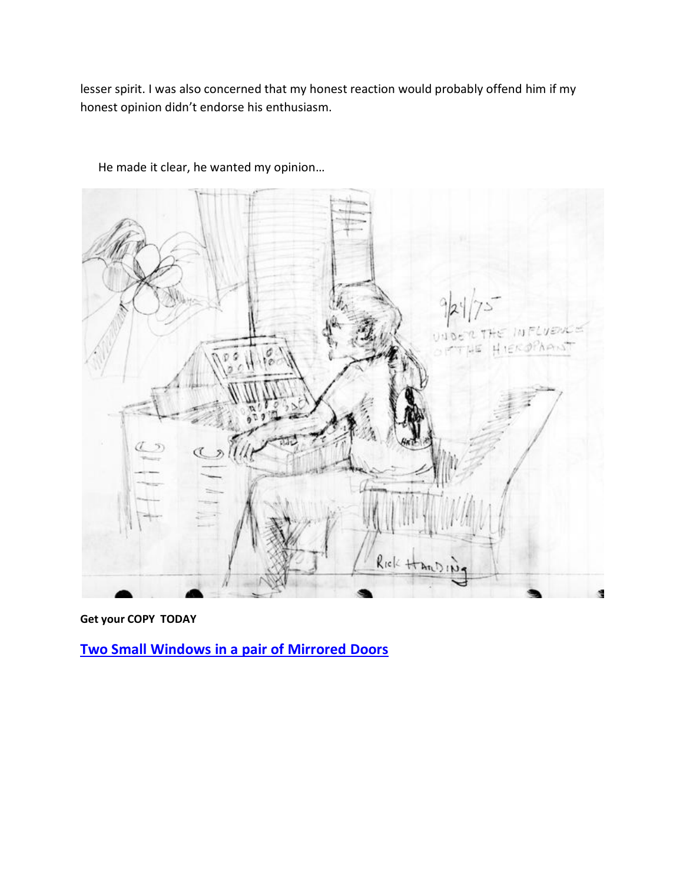lesser spirit. I was also concerned that my honest reaction would probably offend him if my honest opinion didn't endorse his enthusiasm.

He made it clear, he wanted my opinion…

**Get your COPY TODAY**

**Two Small Windows in a pair of Mirrored Doors**